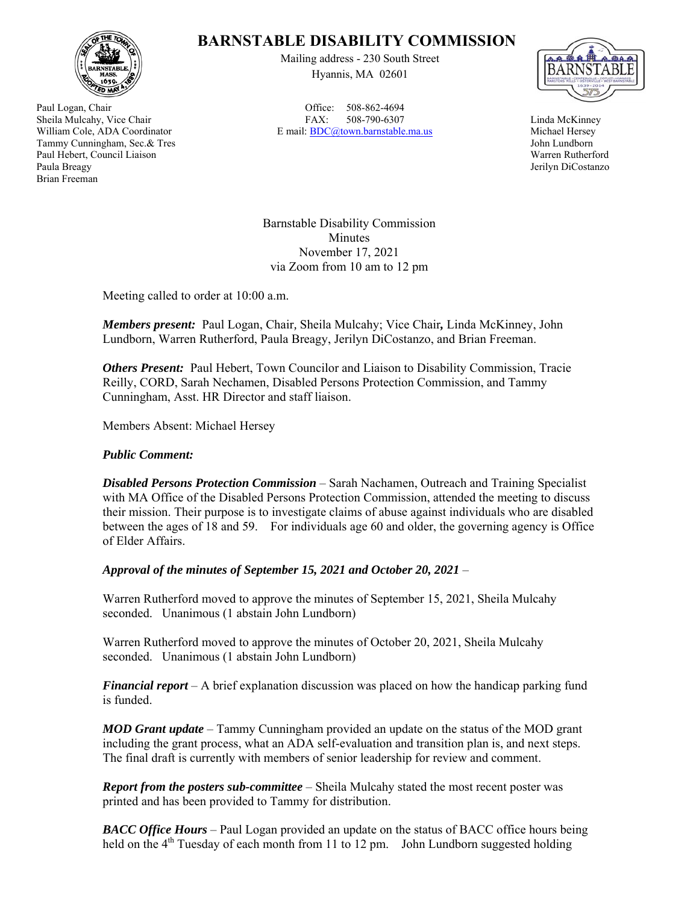# BARNSTABLE DISABILITY COMMISSION

Mailing address - 230 South Street
Hyannis, MA 02601

Office: 508-862-4694
FAX: 508-790-6307
E mail: BDC@town.barnstable.ma.us

Paul Logan, Chair
Sheila Mulcahy, Vice Chair
William Cole, ADA Coordinator
Tammy Cunningham, Sec.& Tres
Paul Hebert, Council Liaison
Paula Breagy
Brian Freeman

Linda McKinney
Michael Hersey
John Lundborn
Warren Rutherford
Jerilyn DiCostanzo

Barnstable Disability Commission
Minutes
November 17, 2021
via Zoom from 10 am to 12 pm

Meeting called to order at 10:00 a.m.

***Members present:*** Paul Logan, Chair, Sheila Mulcahy; Vice Chair**,** Linda McKinney, John Lundborn, Warren Rutherford, Paula Breagy, Jerilyn DiCostanzo, and Brian Freeman.

***Others Present:*** Paul Hebert, Town Councilor and Liaison to Disability Commission, Tracie Reilly, CORD, Sarah Nechamen, Disabled Persons Protection Commission, and Tammy Cunningham, Asst. HR Director and staff liaison.

Members Absent: Michael Hersey

***Public Comment:***

***Disabled Persons Protection Commission*** – Sarah Nachamen, Outreach and Training Specialist with MA Office of the Disabled Persons Protection Commission, attended the meeting to discuss their mission. Their purpose is to investigate claims of abuse against individuals who are disabled between the ages of 18 and 59. For individuals age 60 and older, the governing agency is Office of Elder Affairs.

***Approval of the minutes of September 15, 2021 and October 20, 2021*** –

Warren Rutherford moved to approve the minutes of September 15, 2021, Sheila Mulcahy seconded. Unanimous (1 abstain John Lundborn)

Warren Rutherford moved to approve the minutes of October 20, 2021, Sheila Mulcahy seconded. Unanimous (1 abstain John Lundborn)

***Financial report*** – A brief explanation discussion was placed on how the handicap parking fund is funded.

***MOD Grant update*** – Tammy Cunningham provided an update on the status of the MOD grant including the grant process, what an ADA self-evaluation and transition plan is, and next steps. The final draft is currently with members of senior leadership for review and comment.

***Report from the posters sub-committee*** – Sheila Mulcahy stated the most recent poster was printed and has been provided to Tammy for distribution.

***BACC Office Hours*** – Paul Logan provided an update on the status of BACC office hours being held on the 4th Tuesday of each month from 11 to 12 pm. John Lundborn suggested holding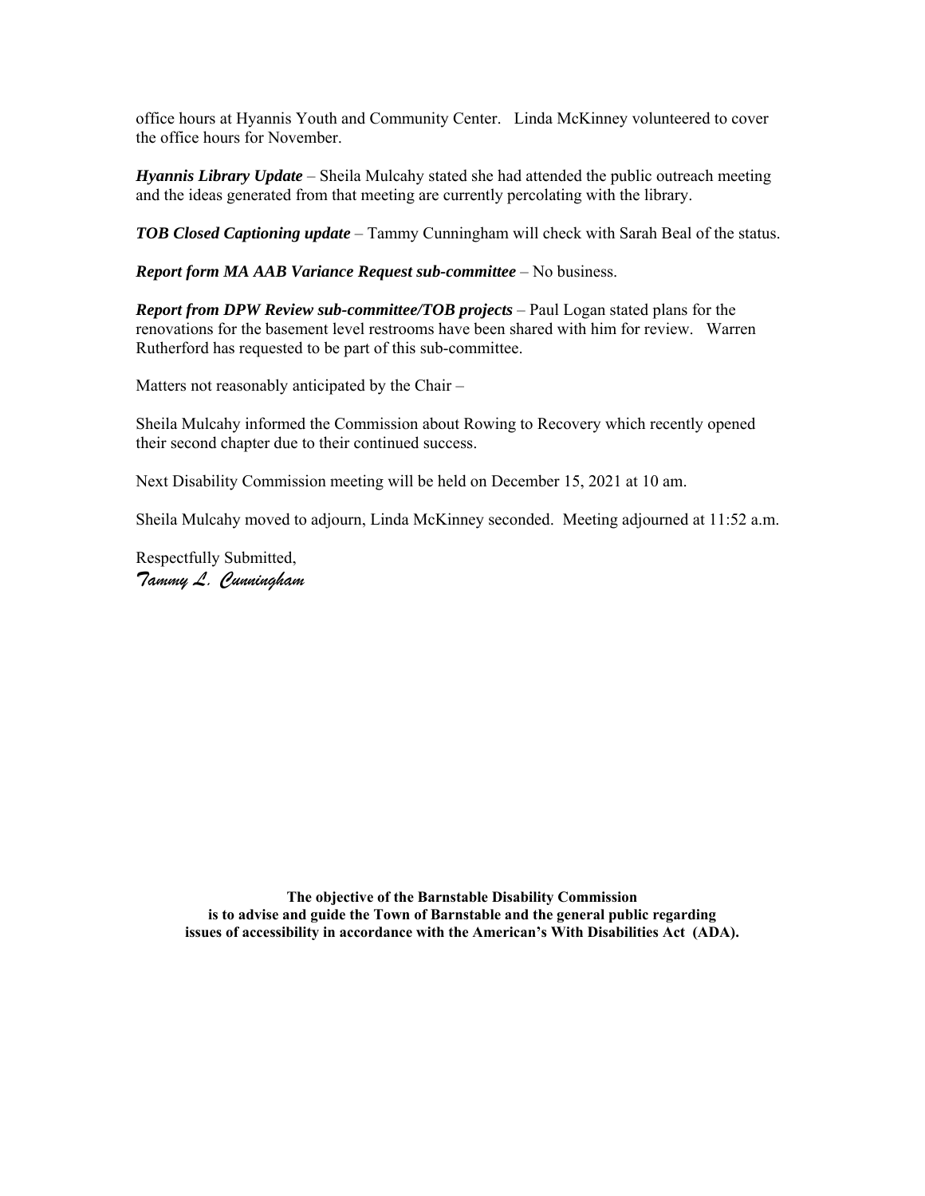office hours at Hyannis Youth and Community Center. Linda McKinney volunteered to cover the office hours for November.

***Hyannis Library Update*** – Sheila Mulcahy stated she had attended the public outreach meeting and the ideas generated from that meeting are currently percolating with the library.

***TOB Closed Captioning update*** – Tammy Cunningham will check with Sarah Beal of the status.

***Report form MA AAB Variance Request sub-committee*** – No business.

***Report from DPW Review sub-committee/TOB projects*** – Paul Logan stated plans for the renovations for the basement level restrooms have been shared with him for review. Warren Rutherford has requested to be part of this sub-committee.

Matters not reasonably anticipated by the Chair –

Sheila Mulcahy informed the Commission about Rowing to Recovery which recently opened their second chapter due to their continued success.

Next Disability Commission meeting will be held on December 15, 2021 at 10 am.

Sheila Mulcahy moved to adjourn, Linda McKinney seconded. Meeting adjourned at 11:52 a.m.

Respectfully Submitted,
*Tammy L. Cunningham*

**The objective of the Barnstable Disability Commission is to advise and guide the Town of Barnstable and the general public regarding issues of accessibility in accordance with the American's With Disabilities Act (ADA).**